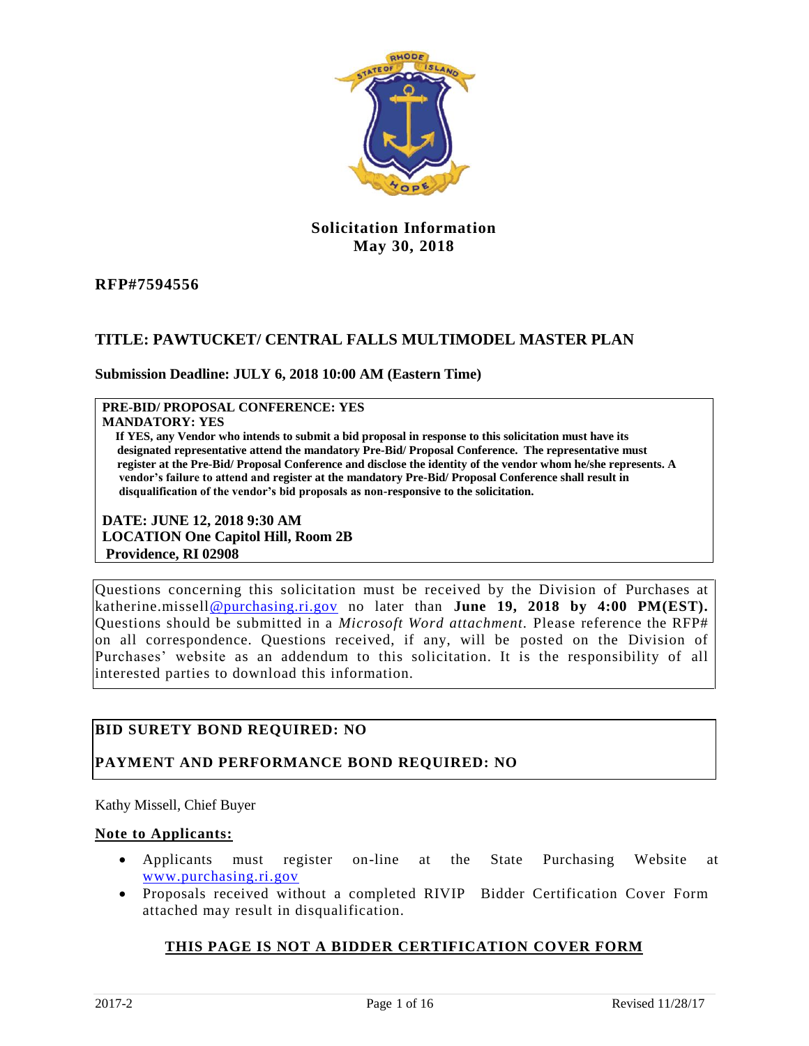**Solicitation Information**
**May 30, 2018**

**RFP#7594556**

**TITLE: PAWTUCKET/ CENTRAL FALLS MULTIMODEL MASTER PLAN**

**Submission Deadline: JULY 6, 2018 10:00 AM (Eastern Time)**

**PRE-BID/ PROPOSAL CONFERENCE: YES**
**MANDATORY: YES**
**If YES, any Vendor who intends to submit a bid proposal in response to this solicitation must have its designated representative attend the mandatory Pre-Bid/ Proposal Conference. The representative must register at the Pre-Bid/ Proposal Conference and disclose the identity of the vendor whom he/she represents. A vendor's failure to attend and register at the mandatory Pre-Bid/ Proposal Conference shall result in disqualification of the vendor's bid proposals as non-responsive to the solicitation.**

**DATE: JUNE 12, 2018 9:30 AM**
**LOCATION One Capitol Hill, Room 2B**
**Providence, RI 02908**

Questions concerning this solicitation must be received by the Division of Purchases at katherine.missell@purchasing.ri.gov no later than **June 19, 2018 by 4:00 PM(EST).** Questions should be submitted in a *Microsoft Word attachment.* Please reference the RFP# on all correspondence. Questions received, if any, will be posted on the Division of Purchases' website as an addendum to this solicitation. It is the responsibility of all interested parties to download this information.

**BID SURETY BOND REQUIRED: NO**

**PAYMENT AND PERFORMANCE BOND REQUIRED: NO**

Kathy Missell, Chief Buyer

**Note to Applicants:**

- Applicants must register on-line at the State Purchasing Website at www.purchasing.ri.gov
- Proposals received without a completed RIVIP Bidder Certification Cover Form attached may result in disqualification.

**THIS PAGE IS NOT A BIDDER CERTIFICATION COVER FORM**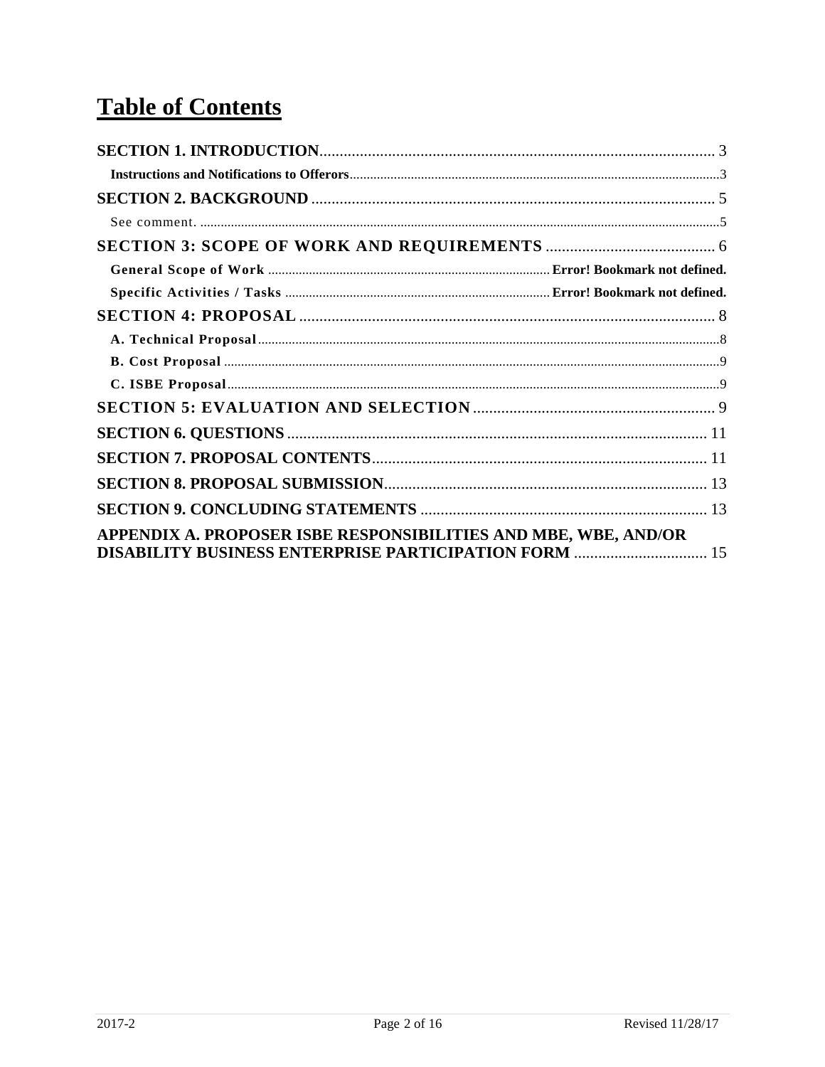# Table of Contents

**SECTION 1. INTRODUCTION** .......... 3

**Instructions and Notifications to Offerors** .......... 3

**SECTION 2. BACKGROUND** .......... 5

See comment. .......... 5

**SECTION 3: SCOPE OF WORK AND REQUIREMENTS** .......... 6

**General Scope of Work** .......... **Error! Bookmark not defined.**

**Specific Activities / Tasks** .......... **Error! Bookmark not defined.**

**SECTION 4: PROPOSAL** .......... 8

**A. Technical Proposal** .......... 8

**B. Cost Proposal** .......... 9

**C. ISBE Proposal** .......... 9

**SECTION 5: EVALUATION AND SELECTION** .......... 9

**SECTION 6. QUESTIONS** .......... 11

**SECTION 7. PROPOSAL CONTENTS** .......... 11

**SECTION 8. PROPOSAL SUBMISSION** .......... 13

**SECTION 9. CONCLUDING STATEMENTS** .......... 13

**APPENDIX A. PROPOSER ISBE RESPONSIBILITIES AND MBE, WBE, AND/OR DISABILITY BUSINESS ENTERPRISE PARTICIPATION FORM** .......... 15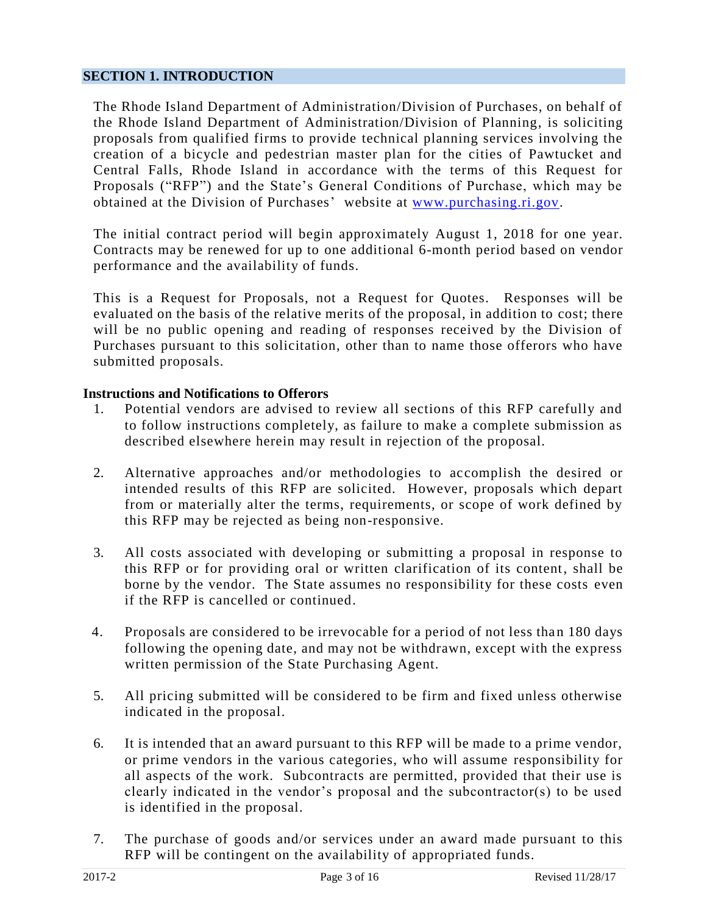## SECTION 1. INTRODUCTION

The Rhode Island Department of Administration/Division of Purchases, on behalf of the Rhode Island Department of Administration/Division of Planning, is soliciting proposals from qualified firms to provide technical planning services involving the creation of a bicycle and pedestrian master plan for the cities of Pawtucket and Central Falls, Rhode Island in accordance with the terms of this Request for Proposals ("RFP") and the State's General Conditions of Purchase, which may be obtained at the Division of Purchases' website at www.purchasing.ri.gov.

The initial contract period will begin approximately August 1, 2018 for one year. Contracts may be renewed for up to one additional 6-month period based on vendor performance and the availability of funds.

This is a Request for Proposals, not a Request for Quotes. Responses will be evaluated on the basis of the relative merits of the proposal, in addition to cost; there will be no public opening and reading of responses received by the Division of Purchases pursuant to this solicitation, other than to name those offerors who have submitted proposals.

### Instructions and Notifications to Offerors

1. Potential vendors are advised to review all sections of this RFP carefully and to follow instructions completely, as failure to make a complete submission as described elsewhere herein may result in rejection of the proposal.

2. Alternative approaches and/or methodologies to accomplish the desired or intended results of this RFP are solicited. However, proposals which depart from or materially alter the terms, requirements, or scope of work defined by this RFP may be rejected as being non-responsive.

3. All costs associated with developing or submitting a proposal in response to this RFP or for providing oral or written clarification of its content, shall be borne by the vendor. The State assumes no responsibility for these costs even if the RFP is cancelled or continued.

4. Proposals are considered to be irrevocable for a period of not less than 180 days following the opening date, and may not be withdrawn, except with the express written permission of the State Purchasing Agent.

5. All pricing submitted will be considered to be firm and fixed unless otherwise indicated in the proposal.

6. It is intended that an award pursuant to this RFP will be made to a prime vendor, or prime vendors in the various categories, who will assume responsibility for all aspects of the work. Subcontracts are permitted, provided that their use is clearly indicated in the vendor's proposal and the subcontractor(s) to be used is identified in the proposal.

7. The purchase of goods and/or services under an award made pursuant to this RFP will be contingent on the availability of appropriated funds.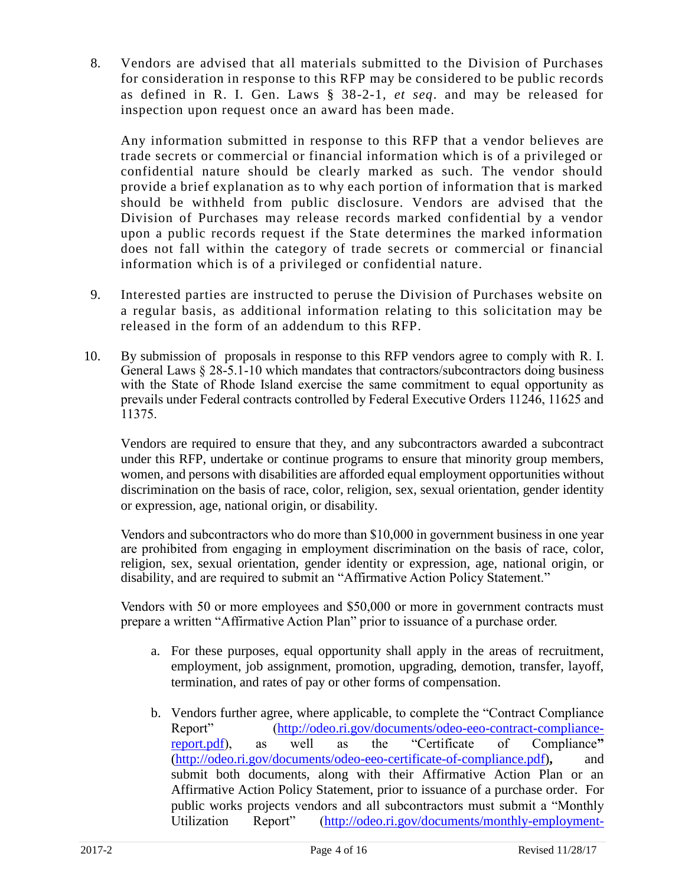8. Vendors are advised that all materials submitted to the Division of Purchases for consideration in response to this RFP may be considered to be public records as defined in R. I. Gen. Laws § 38-2-1, *et seq*. and may be released for inspection upon request once an award has been made.

   Any information submitted in response to this RFP that a vendor believes are trade secrets or commercial or financial information which is of a privileged or confidential nature should be clearly marked as such. The vendor should provide a brief explanation as to why each portion of information that is marked should be withheld from public disclosure. Vendors are advised that the Division of Purchases may release records marked confidential by a vendor upon a public records request if the State determines the marked information does not fall within the category of trade secrets or commercial or financial information which is of a privileged or confidential nature.

9. Interested parties are instructed to peruse the Division of Purchases website on a regular basis, as additional information relating to this solicitation may be released in the form of an addendum to this RFP.

10. By submission of proposals in response to this RFP vendors agree to comply with R. I. General Laws § 28-5.1-10 which mandates that contractors/subcontractors doing business with the State of Rhode Island exercise the same commitment to equal opportunity as prevails under Federal contracts controlled by Federal Executive Orders 11246, 11625 and 11375.

    Vendors are required to ensure that they, and any subcontractors awarded a subcontract under this RFP, undertake or continue programs to ensure that minority group members, women, and persons with disabilities are afforded equal employment opportunities without discrimination on the basis of race, color, religion, sex, sexual orientation, gender identity or expression, age, national origin, or disability.

    Vendors and subcontractors who do more than $10,000 in government business in one year are prohibited from engaging in employment discrimination on the basis of race, color, religion, sex, sexual orientation, gender identity or expression, age, national origin, or disability, and are required to submit an "Affirmative Action Policy Statement."

    Vendors with 50 or more employees and $50,000 or more in government contracts must prepare a written "Affirmative Action Plan" prior to issuance of a purchase order.

    a. For these purposes, equal opportunity shall apply in the areas of recruitment, employment, job assignment, promotion, upgrading, demotion, transfer, layoff, termination, and rates of pay or other forms of compensation.

    b. Vendors further agree, where applicable, to complete the "Contract Compliance Report" (http://odeo.ri.gov/documents/odeo-eeo-contract-compliance-report.pdf), as well as the "Certificate of Compliance**"** (http://odeo.ri.gov/documents/odeo-eeo-certificate-of-compliance.pdf)**,** and submit both documents, along with their Affirmative Action Plan or an Affirmative Action Policy Statement, prior to issuance of a purchase order. For public works projects vendors and all subcontractors must submit a "Monthly Utilization Report" (http://odeo.ri.gov/documents/monthly-employment-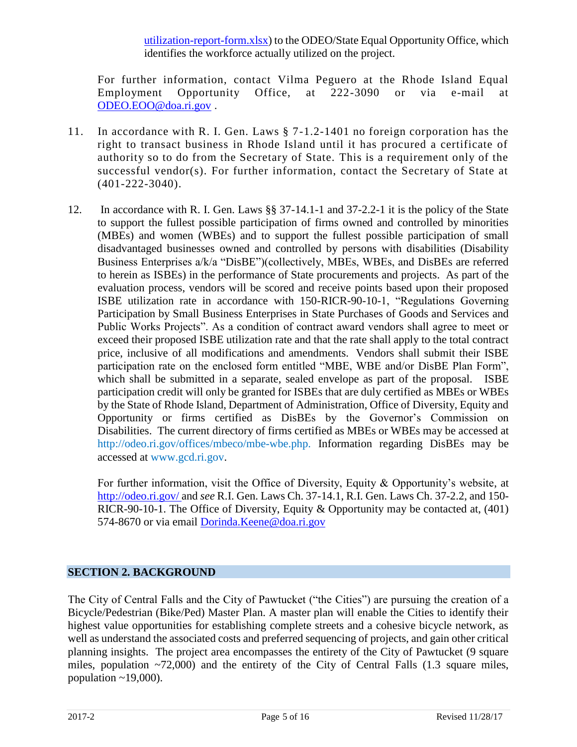utilization-report-form.xlsx) to the ODEO/State Equal Opportunity Office, which identifies the workforce actually utilized on the project.

For further information, contact Vilma Peguero at the Rhode Island Equal Employment Opportunity Office, at 222-3090 or via e-mail at ODEO.EOO@doa.ri.gov .

11. In accordance with R. I. Gen. Laws § 7-1.2-1401 no foreign corporation has the right to transact business in Rhode Island until it has procured a certificate of authority so to do from the Secretary of State. This is a requirement only of the successful vendor(s). For further information, contact the Secretary of State at (401-222-3040).

12. In accordance with R. I. Gen. Laws §§ 37-14.1-1 and 37-2.2-1 it is the policy of the State to support the fullest possible participation of firms owned and controlled by minorities (MBEs) and women (WBEs) and to support the fullest possible participation of small disadvantaged businesses owned and controlled by persons with disabilities (Disability Business Enterprises a/k/a "DisBE")(collectively, MBEs, WBEs, and DisBEs are referred to herein as ISBEs) in the performance of State procurements and projects. As part of the evaluation process, vendors will be scored and receive points based upon their proposed ISBE utilization rate in accordance with 150-RICR-90-10-1, "Regulations Governing Participation by Small Business Enterprises in State Purchases of Goods and Services and Public Works Projects". As a condition of contract award vendors shall agree to meet or exceed their proposed ISBE utilization rate and that the rate shall apply to the total contract price, inclusive of all modifications and amendments. Vendors shall submit their ISBE participation rate on the enclosed form entitled "MBE, WBE and/or DisBE Plan Form", which shall be submitted in a separate, sealed envelope as part of the proposal. ISBE participation credit will only be granted for ISBEs that are duly certified as MBEs or WBEs by the State of Rhode Island, Department of Administration, Office of Diversity, Equity and Opportunity or firms certified as DisBEs by the Governor's Commission on Disabilities. The current directory of firms certified as MBEs or WBEs may be accessed at http://odeo.ri.gov/offices/mbeco/mbe-wbe.php. Information regarding DisBEs may be accessed at www.gcd.ri.gov.

    For further information, visit the Office of Diversity, Equity & Opportunity's website, at http://odeo.ri.gov/ and *see* R.I. Gen. Laws Ch. 37-14.1, R.I. Gen. Laws Ch. 37-2.2, and 150-RICR-90-10-1. The Office of Diversity, Equity & Opportunity may be contacted at, (401) 574-8670 or via email Dorinda.Keene@doa.ri.gov

## SECTION 2. BACKGROUND

The City of Central Falls and the City of Pawtucket ("the Cities") are pursuing the creation of a Bicycle/Pedestrian (Bike/Ped) Master Plan. A master plan will enable the Cities to identify their highest value opportunities for establishing complete streets and a cohesive bicycle network, as well as understand the associated costs and preferred sequencing of projects, and gain other critical planning insights. The project area encompasses the entirety of the City of Pawtucket (9 square miles, population ~72,000) and the entirety of the City of Central Falls (1.3 square miles, population ~19,000).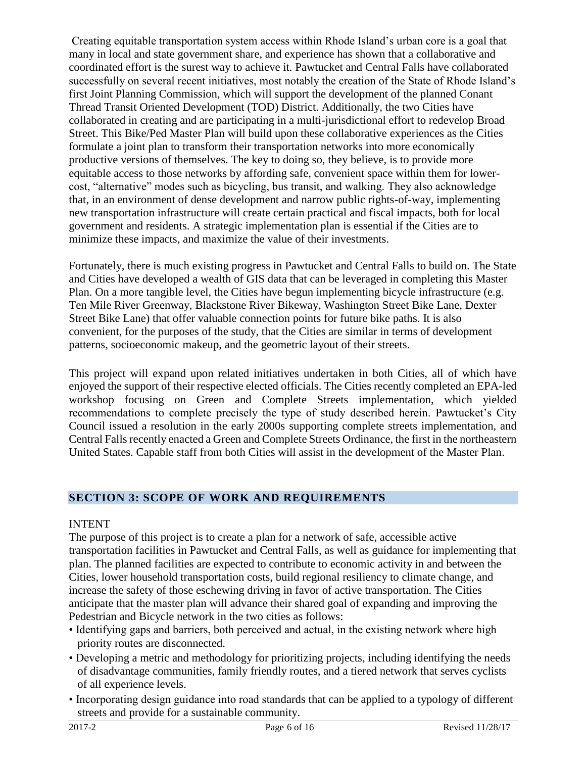Creating equitable transportation system access within Rhode Island's urban core is a goal that many in local and state government share, and experience has shown that a collaborative and coordinated effort is the surest way to achieve it. Pawtucket and Central Falls have collaborated successfully on several recent initiatives, most notably the creation of the State of Rhode Island's first Joint Planning Commission, which will support the development of the planned Conant Thread Transit Oriented Development (TOD) District. Additionally, the two Cities have collaborated in creating and are participating in a multi-jurisdictional effort to redevelop Broad Street. This Bike/Ped Master Plan will build upon these collaborative experiences as the Cities formulate a joint plan to transform their transportation networks into more economically productive versions of themselves. The key to doing so, they believe, is to provide more equitable access to those networks by affording safe, convenient space within them for lower-cost, "alternative" modes such as bicycling, bus transit, and walking. They also acknowledge that, in an environment of dense development and narrow public rights-of-way, implementing new transportation infrastructure will create certain practical and fiscal impacts, both for local government and residents. A strategic implementation plan is essential if the Cities are to minimize these impacts, and maximize the value of their investments.

Fortunately, there is much existing progress in Pawtucket and Central Falls to build on. The State and Cities have developed a wealth of GIS data that can be leveraged in completing this Master Plan. On a more tangible level, the Cities have begun implementing bicycle infrastructure (e.g. Ten Mile River Greenway, Blackstone River Bikeway, Washington Street Bike Lane, Dexter Street Bike Lane) that offer valuable connection points for future bike paths. It is also convenient, for the purposes of the study, that the Cities are similar in terms of development patterns, socioeconomic makeup, and the geometric layout of their streets.

This project will expand upon related initiatives undertaken in both Cities, all of which have enjoyed the support of their respective elected officials. The Cities recently completed an EPA-led workshop focusing on Green and Complete Streets implementation, which yielded recommendations to complete precisely the type of study described herein. Pawtucket's City Council issued a resolution in the early 2000s supporting complete streets implementation, and Central Falls recently enacted a Green and Complete Streets Ordinance, the first in the northeastern United States. Capable staff from both Cities will assist in the development of the Master Plan.

## SECTION 3: SCOPE OF WORK AND REQUIREMENTS

INTENT

The purpose of this project is to create a plan for a network of safe, accessible active transportation facilities in Pawtucket and Central Falls, as well as guidance for implementing that plan. The planned facilities are expected to contribute to economic activity in and between the Cities, lower household transportation costs, build regional resiliency to climate change, and increase the safety of those eschewing driving in favor of active transportation. The Cities anticipate that the master plan will advance their shared goal of expanding and improving the Pedestrian and Bicycle network in the two cities as follows:

- Identifying gaps and barriers, both perceived and actual, in the existing network where high priority routes are disconnected.
- Developing a metric and methodology for prioritizing projects, including identifying the needs of disadvantage communities, family friendly routes, and a tiered network that serves cyclists of all experience levels.
- Incorporating design guidance into road standards that can be applied to a typology of different streets and provide for a sustainable community.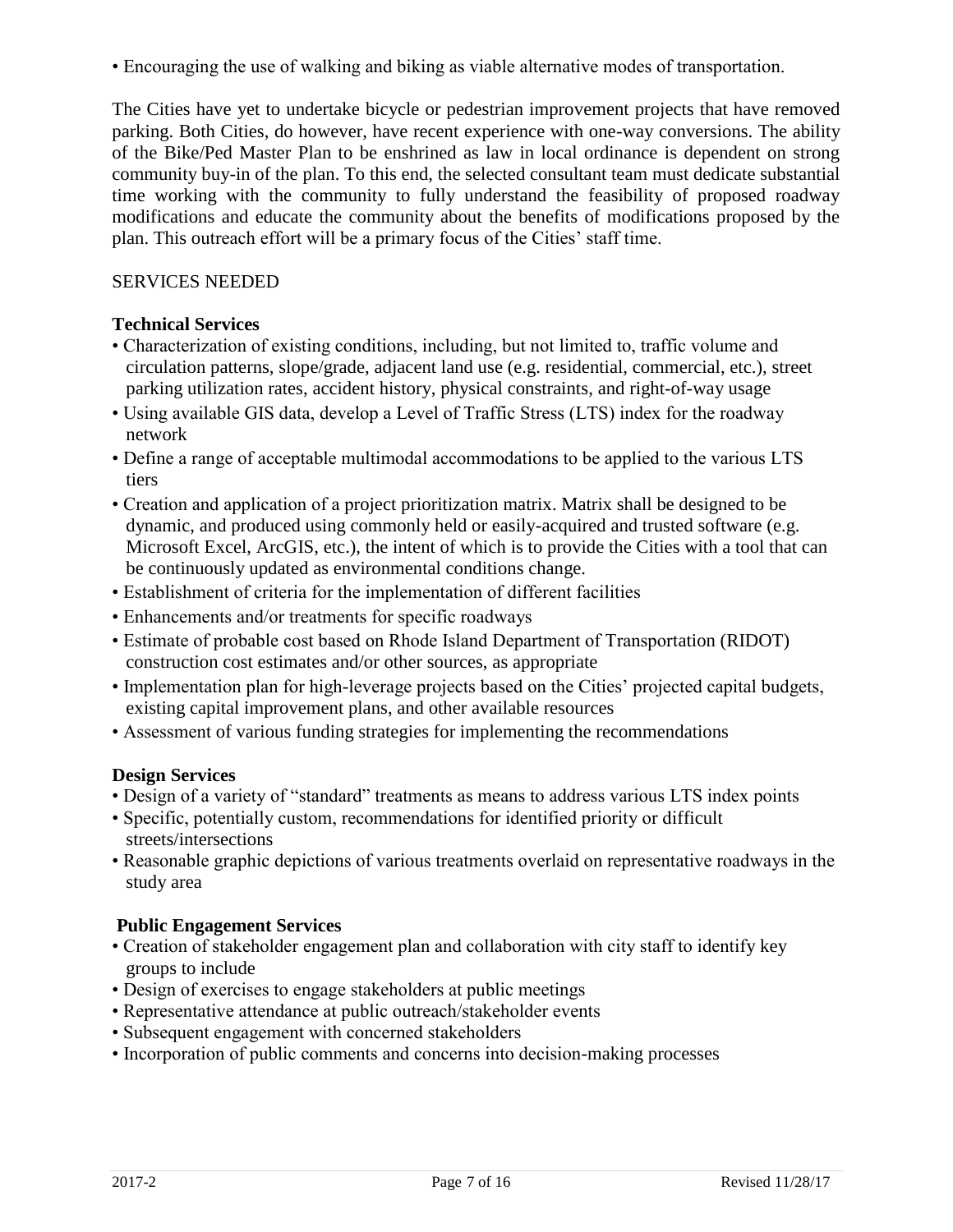- Encouraging the use of walking and biking as viable alternative modes of transportation.

The Cities have yet to undertake bicycle or pedestrian improvement projects that have removed parking. Both Cities, do however, have recent experience with one-way conversions. The ability of the Bike/Ped Master Plan to be enshrined as law in local ordinance is dependent on strong community buy-in of the plan. To this end, the selected consultant team must dedicate substantial time working with the community to fully understand the feasibility of proposed roadway modifications and educate the community about the benefits of modifications proposed by the plan. This outreach effort will be a primary focus of the Cities' staff time.

SERVICES NEEDED

**Technical Services**

- Characterization of existing conditions, including, but not limited to, traffic volume and circulation patterns, slope/grade, adjacent land use (e.g. residential, commercial, etc.), street parking utilization rates, accident history, physical constraints, and right-of-way usage
- Using available GIS data, develop a Level of Traffic Stress (LTS) index for the roadway network
- Define a range of acceptable multimodal accommodations to be applied to the various LTS tiers
- Creation and application of a project prioritization matrix. Matrix shall be designed to be dynamic, and produced using commonly held or easily-acquired and trusted software (e.g. Microsoft Excel, ArcGIS, etc.), the intent of which is to provide the Cities with a tool that can be continuously updated as environmental conditions change.
- Establishment of criteria for the implementation of different facilities
- Enhancements and/or treatments for specific roadways
- Estimate of probable cost based on Rhode Island Department of Transportation (RIDOT) construction cost estimates and/or other sources, as appropriate
- Implementation plan for high-leverage projects based on the Cities' projected capital budgets, existing capital improvement plans, and other available resources
- Assessment of various funding strategies for implementing the recommendations

**Design Services**

- Design of a variety of "standard" treatments as means to address various LTS index points
- Specific, potentially custom, recommendations for identified priority or difficult streets/intersections
- Reasonable graphic depictions of various treatments overlaid on representative roadways in the study area

**Public Engagement Services**

- Creation of stakeholder engagement plan and collaboration with city staff to identify key groups to include
- Design of exercises to engage stakeholders at public meetings
- Representative attendance at public outreach/stakeholder events
- Subsequent engagement with concerned stakeholders
- Incorporation of public comments and concerns into decision-making processes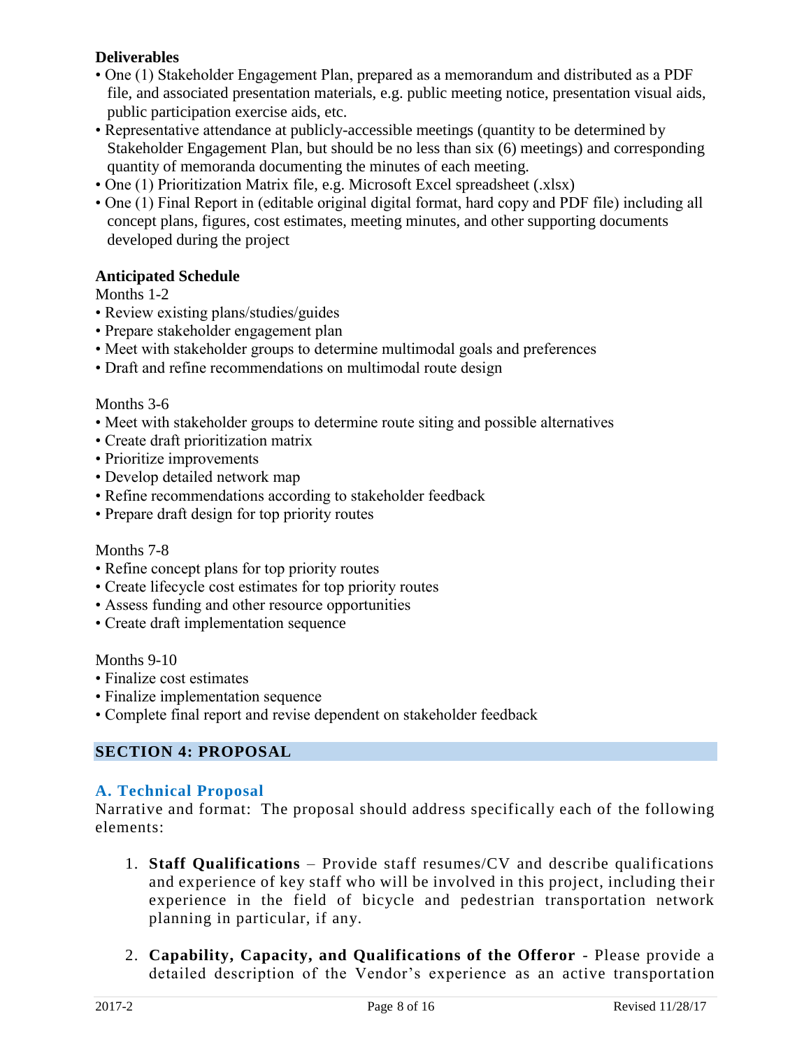**Deliverables**

- One (1) Stakeholder Engagement Plan, prepared as a memorandum and distributed as a PDF file, and associated presentation materials, e.g. public meeting notice, presentation visual aids, public participation exercise aids, etc.
- Representative attendance at publicly-accessible meetings (quantity to be determined by Stakeholder Engagement Plan, but should be no less than six (6) meetings) and corresponding quantity of memoranda documenting the minutes of each meeting.
- One (1) Prioritization Matrix file, e.g. Microsoft Excel spreadsheet (.xlsx)
- One (1) Final Report in (editable original digital format, hard copy and PDF file) including all concept plans, figures, cost estimates, meeting minutes, and other supporting documents developed during the project

**Anticipated Schedule**

Months 1-2

- Review existing plans/studies/guides
- Prepare stakeholder engagement plan
- Meet with stakeholder groups to determine multimodal goals and preferences
- Draft and refine recommendations on multimodal route design

Months 3-6

- Meet with stakeholder groups to determine route siting and possible alternatives
- Create draft prioritization matrix
- Prioritize improvements
- Develop detailed network map
- Refine recommendations according to stakeholder feedback
- Prepare draft design for top priority routes

Months 7-8

- Refine concept plans for top priority routes
- Create lifecycle cost estimates for top priority routes
- Assess funding and other resource opportunities
- Create draft implementation sequence

Months 9-10

- Finalize cost estimates
- Finalize implementation sequence
- Complete final report and revise dependent on stakeholder feedback

## SECTION 4: PROPOSAL

### A. Technical Proposal

Narrative and format: The proposal should address specifically each of the following elements:

1. **Staff Qualifications** – Provide staff resumes/CV and describe qualifications and experience of key staff who will be involved in this project, including their experience in the field of bicycle and pedestrian transportation network planning in particular, if any.

2. **Capability, Capacity, and Qualifications of the Offeror** - Please provide a detailed description of the Vendor's experience as an active transportation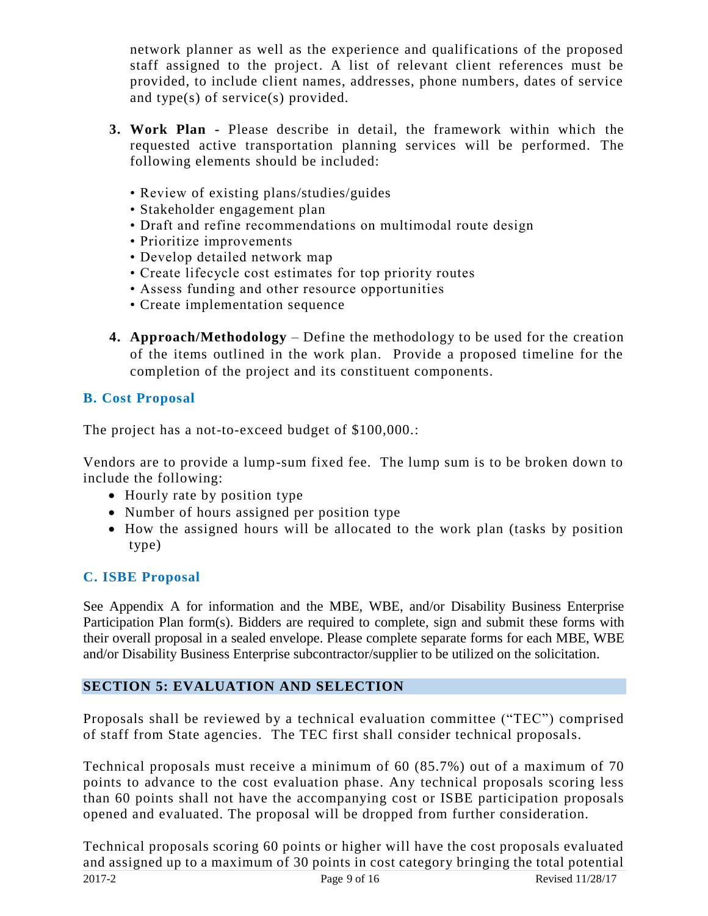network planner as well as the experience and qualifications of the proposed staff assigned to the project. A list of relevant client references must be provided, to include client names, addresses, phone numbers, dates of service and type(s) of service(s) provided.

3. **Work Plan -** Please describe in detail, the framework within which the requested active transportation planning services will be performed. The following elements should be included:

   • Review of existing plans/studies/guides
   • Stakeholder engagement plan
   • Draft and refine recommendations on multimodal route design
   • Prioritize improvements
   • Develop detailed network map
   • Create lifecycle cost estimates for top priority routes
   • Assess funding and other resource opportunities
   • Create implementation sequence

4. **Approach/Methodology** – Define the methodology to be used for the creation of the items outlined in the work plan. Provide a proposed timeline for the completion of the project and its constituent components.

### B. Cost Proposal

The project has a not-to-exceed budget of $100,000.:

Vendors are to provide a lump-sum fixed fee. The lump sum is to be broken down to include the following:

- Hourly rate by position type
- Number of hours assigned per position type
- How the assigned hours will be allocated to the work plan (tasks by position type)

### C. ISBE Proposal

See Appendix A for information and the MBE, WBE, and/or Disability Business Enterprise Participation Plan form(s). Bidders are required to complete, sign and submit these forms with their overall proposal in a sealed envelope. Please complete separate forms for each MBE, WBE and/or Disability Business Enterprise subcontractor/supplier to be utilized on the solicitation.

## SECTION 5: EVALUATION AND SELECTION

Proposals shall be reviewed by a technical evaluation committee ("TEC") comprised of staff from State agencies. The TEC first shall consider technical proposals.

Technical proposals must receive a minimum of 60 (85.7%) out of a maximum of 70 points to advance to the cost evaluation phase. Any technical proposals scoring less than 60 points shall not have the accompanying cost or ISBE participation proposals opened and evaluated. The proposal will be dropped from further consideration.

Technical proposals scoring 60 points or higher will have the cost proposals evaluated and assigned up to a maximum of 30 points in cost category bringing the total potential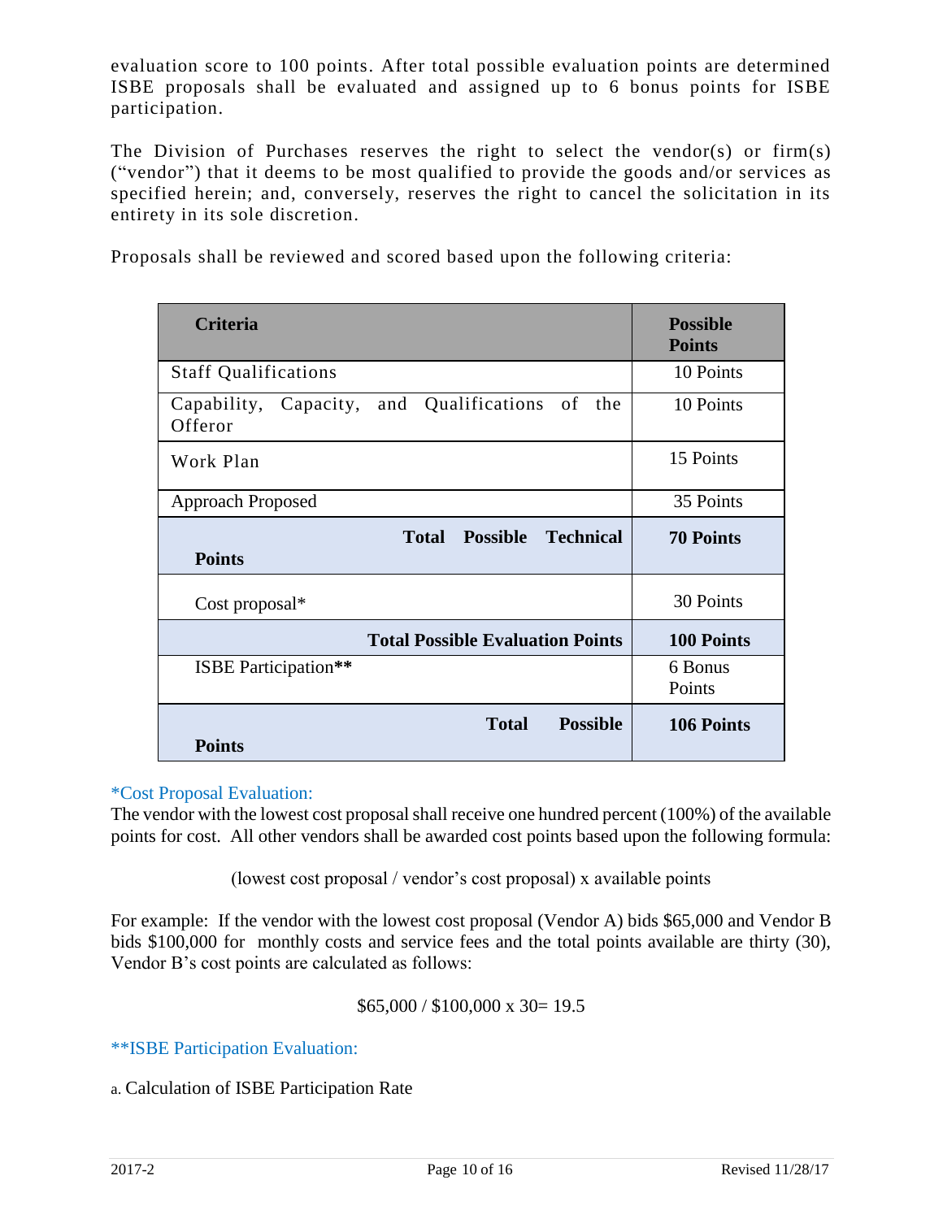evaluation score to 100 points. After total possible evaluation points are determined ISBE proposals shall be evaluated and assigned up to 6 bonus points for ISBE participation.

The Division of Purchases reserves the right to select the vendor(s) or firm(s) ("vendor") that it deems to be most qualified to provide the goods and/or services as specified herein; and, conversely, reserves the right to cancel the solicitation in its entirety in its sole discretion.

Proposals shall be reviewed and scored based upon the following criteria:

| Criteria | Possible Points |
|---|---|
| Staff Qualifications | 10 Points |
| Capability, Capacity, and Qualifications of the Offeror | 10 Points |
| Work Plan | 15 Points |
| Approach Proposed | 35 Points |
| **Total Possible Technical Points** | **70 Points** |
| Cost proposal* | 30 Points |
| **Total Possible Evaluation Points** | **100 Points** |
| ISBE Participation** | 6 Bonus Points |
| **Total Possible Points** | **106 Points** |

*Cost Proposal Evaluation:

The vendor with the lowest cost proposal shall receive one hundred percent (100%) of the available points for cost. All other vendors shall be awarded cost points based upon the following formula:

(lowest cost proposal / vendor's cost proposal) x available points

For example: If the vendor with the lowest cost proposal (Vendor A) bids $65,000 and Vendor B bids $100,000 for monthly costs and service fees and the total points available are thirty (30), Vendor B's cost points are calculated as follows:

$65,000 / $100,000 x 30= 19.5

**ISBE Participation Evaluation:

a. Calculation of ISBE Participation Rate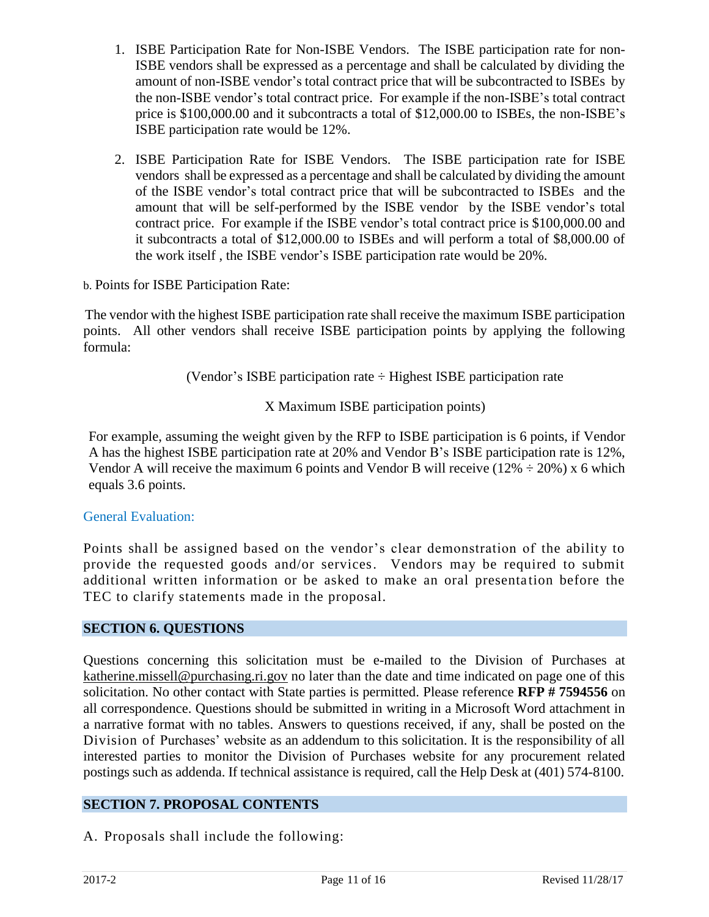1. ISBE Participation Rate for Non-ISBE Vendors. The ISBE participation rate for non-ISBE vendors shall be expressed as a percentage and shall be calculated by dividing the amount of non-ISBE vendor's total contract price that will be subcontracted to ISBEs by the non-ISBE vendor's total contract price. For example if the non-ISBE's total contract price is $100,000.00 and it subcontracts a total of $12,000.00 to ISBEs, the non-ISBE's ISBE participation rate would be 12%.

2. ISBE Participation Rate for ISBE Vendors. The ISBE participation rate for ISBE vendors shall be expressed as a percentage and shall be calculated by dividing the amount of the ISBE vendor's total contract price that will be subcontracted to ISBEs and the amount that will be self-performed by the ISBE vendor by the ISBE vendor's total contract price. For example if the ISBE vendor's total contract price is $100,000.00 and it subcontracts a total of $12,000.00 to ISBEs and will perform a total of $8,000.00 of the work itself , the ISBE vendor's ISBE participation rate would be 20%.

b. Points for ISBE Participation Rate:

The vendor with the highest ISBE participation rate shall receive the maximum ISBE participation points. All other vendors shall receive ISBE participation points by applying the following formula:

(Vendor's ISBE participation rate ÷ Highest ISBE participation rate

X Maximum ISBE participation points)

For example, assuming the weight given by the RFP to ISBE participation is 6 points, if Vendor A has the highest ISBE participation rate at 20% and Vendor B's ISBE participation rate is 12%, Vendor A will receive the maximum 6 points and Vendor B will receive (12% ÷ 20%) x 6 which equals 3.6 points.

General Evaluation:

Points shall be assigned based on the vendor's clear demonstration of the ability to provide the requested goods and/or services. Vendors may be required to submit additional written information or be asked to make an oral presentation before the TEC to clarify statements made in the proposal.

## SECTION 6. QUESTIONS

Questions concerning this solicitation must be e-mailed to the Division of Purchases at katherine.missell@purchasing.ri.gov no later than the date and time indicated on page one of this solicitation. No other contact with State parties is permitted. Please reference **RFP # 7594556** on all correspondence. Questions should be submitted in writing in a Microsoft Word attachment in a narrative format with no tables. Answers to questions received, if any, shall be posted on the Division of Purchases' website as an addendum to this solicitation. It is the responsibility of all interested parties to monitor the Division of Purchases website for any procurement related postings such as addenda. If technical assistance is required, call the Help Desk at (401) 574-8100.

## SECTION 7. PROPOSAL CONTENTS

A. Proposals shall include the following: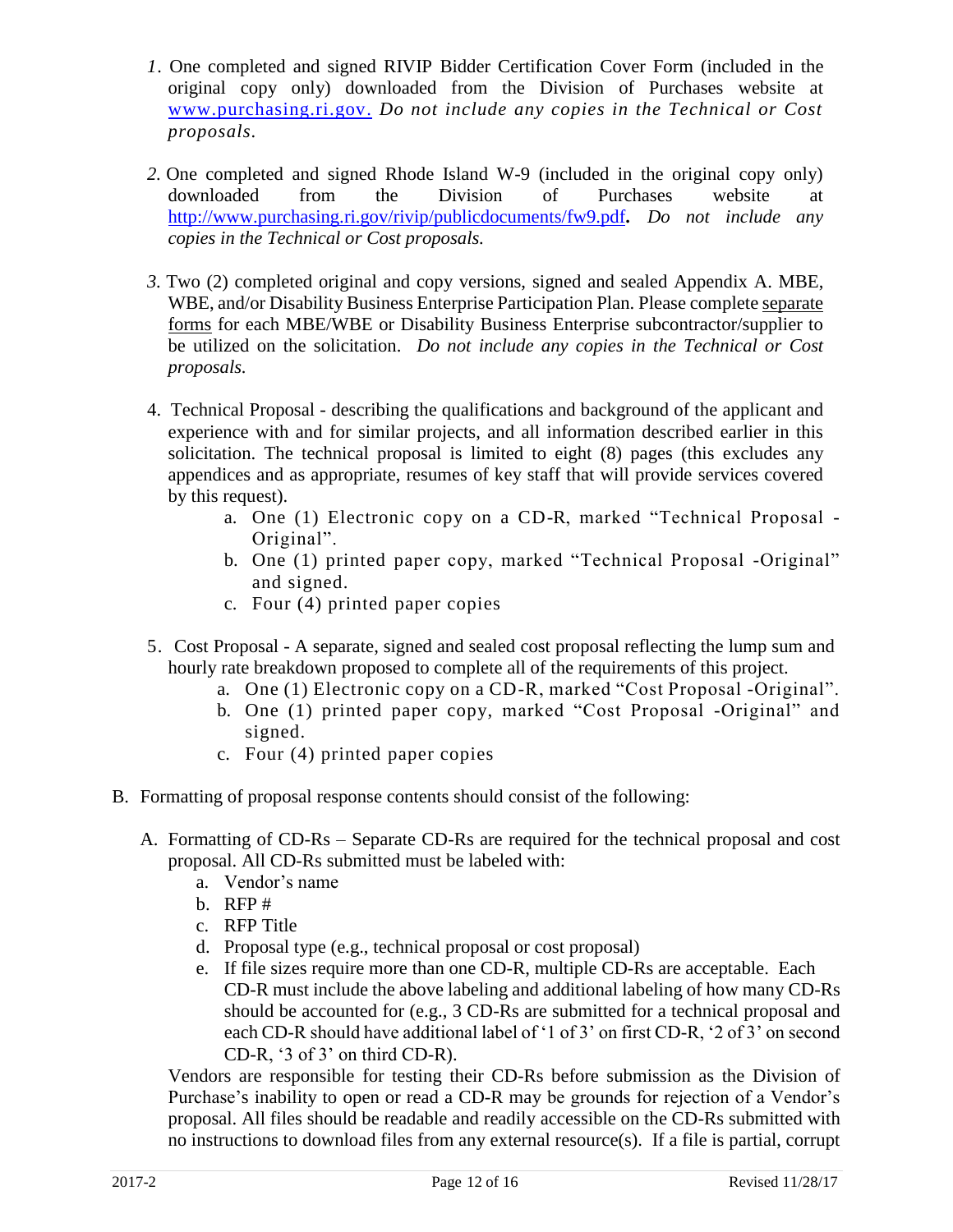1. One completed and signed RIVIP Bidder Certification Cover Form (included in the original copy only) downloaded from the Division of Purchases website at www.purchasing.ri.gov. *Do not include any copies in the Technical or Cost proposals.*

2. One completed and signed Rhode Island W-9 (included in the original copy only) downloaded from the Division of Purchases website at http://www.purchasing.ri.gov/rivip/publicdocuments/fw9.pdf**.** *Do not include any copies in the Technical or Cost proposals.*

3. Two (2) completed original and copy versions, signed and sealed Appendix A. MBE, WBE, and/or Disability Business Enterprise Participation Plan. Please complete separate forms for each MBE/WBE or Disability Business Enterprise subcontractor/supplier to be utilized on the solicitation. *Do not include any copies in the Technical or Cost proposals.*

4. Technical Proposal - describing the qualifications and background of the applicant and experience with and for similar projects, and all information described earlier in this solicitation. The technical proposal is limited to eight (8) pages (this excludes any appendices and as appropriate, resumes of key staff that will provide services covered by this request).
   a. One (1) Electronic copy on a CD-R, marked "Technical Proposal - Original".
   b. One (1) printed paper copy, marked "Technical Proposal -Original" and signed.
   c. Four (4) printed paper copies

5. Cost Proposal - A separate, signed and sealed cost proposal reflecting the lump sum and hourly rate breakdown proposed to complete all of the requirements of this project.
   a. One (1) Electronic copy on a CD-R, marked "Cost Proposal -Original".
   b. One (1) printed paper copy, marked "Cost Proposal -Original" and signed.
   c. Four (4) printed paper copies

B. Formatting of proposal response contents should consist of the following:

A. Formatting of CD-Rs – Separate CD-Rs are required for the technical proposal and cost proposal. All CD-Rs submitted must be labeled with:
   a. Vendor's name
   b. RFP #
   c. RFP Title
   d. Proposal type (e.g., technical proposal or cost proposal)
   e. If file sizes require more than one CD-R, multiple CD-Rs are acceptable. Each CD-R must include the above labeling and additional labeling of how many CD-Rs should be accounted for (e.g., 3 CD-Rs are submitted for a technical proposal and each CD-R should have additional label of '1 of 3' on first CD-R, '2 of 3' on second CD-R, '3 of 3' on third CD-R).

Vendors are responsible for testing their CD-Rs before submission as the Division of Purchase's inability to open or read a CD-R may be grounds for rejection of a Vendor's proposal. All files should be readable and readily accessible on the CD-Rs submitted with no instructions to download files from any external resource(s). If a file is partial, corrupt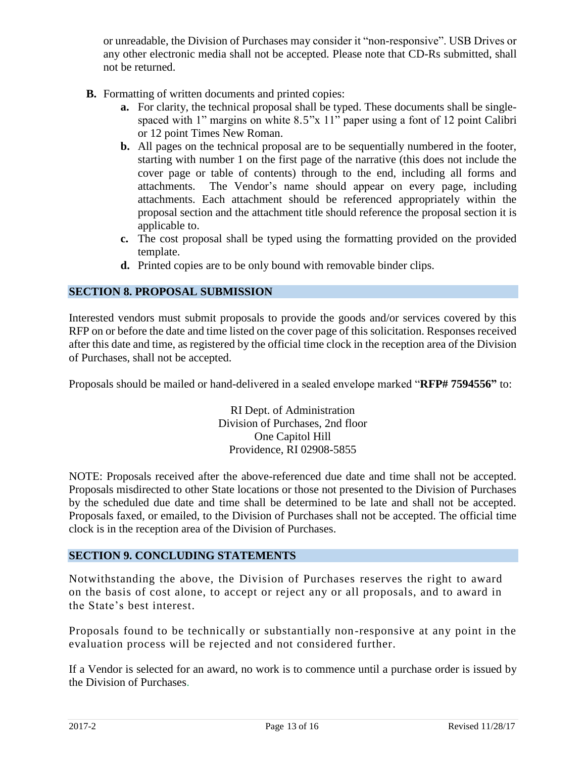or unreadable, the Division of Purchases may consider it "non-responsive". USB Drives or any other electronic media shall not be accepted. Please note that CD-Rs submitted, shall not be returned.

**B.** Formatting of written documents and printed copies:

- **a.** For clarity, the technical proposal shall be typed. These documents shall be single-spaced with 1" margins on white 8.5"x 11" paper using a font of 12 point Calibri or 12 point Times New Roman.
- **b.** All pages on the technical proposal are to be sequentially numbered in the footer, starting with number 1 on the first page of the narrative (this does not include the cover page or table of contents) through to the end, including all forms and attachments. The Vendor's name should appear on every page, including attachments. Each attachment should be referenced appropriately within the proposal section and the attachment title should reference the proposal section it is applicable to.
- **c.** The cost proposal shall be typed using the formatting provided on the provided template.
- **d.** Printed copies are to be only bound with removable binder clips.

## SECTION 8. PROPOSAL SUBMISSION

Interested vendors must submit proposals to provide the goods and/or services covered by this RFP on or before the date and time listed on the cover page of this solicitation. Responses received after this date and time, as registered by the official time clock in the reception area of the Division of Purchases, shall not be accepted.

Proposals should be mailed or hand-delivered in a sealed envelope marked "**RFP# 7594556"** to:

RI Dept. of Administration
Division of Purchases, 2nd floor
One Capitol Hill
Providence, RI 02908-5855

NOTE: Proposals received after the above-referenced due date and time shall not be accepted. Proposals misdirected to other State locations or those not presented to the Division of Purchases by the scheduled due date and time shall be determined to be late and shall not be accepted. Proposals faxed, or emailed, to the Division of Purchases shall not be accepted. The official time clock is in the reception area of the Division of Purchases.

## SECTION 9. CONCLUDING STATEMENTS

Notwithstanding the above, the Division of Purchases reserves the right to award on the basis of cost alone, to accept or reject any or all proposals, and to award in the State's best interest.

Proposals found to be technically or substantially non-responsive at any point in the evaluation process will be rejected and not considered further.

If a Vendor is selected for an award, no work is to commence until a purchase order is issued by the Division of Purchases.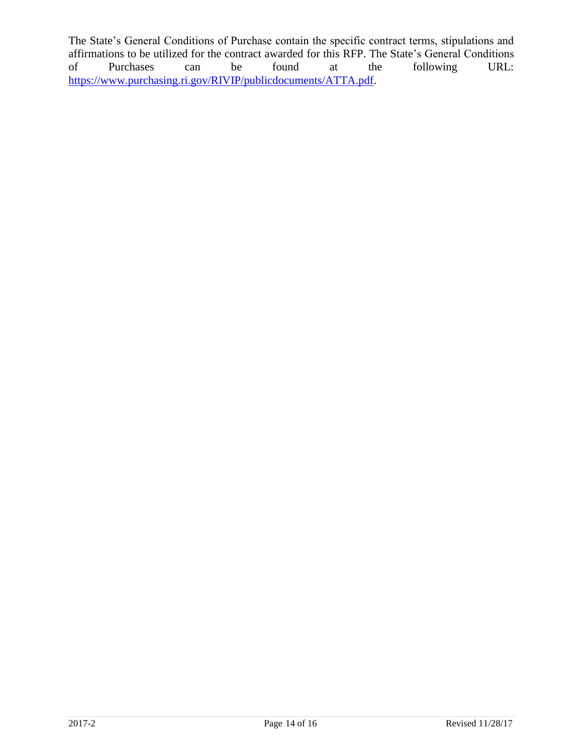The State's General Conditions of Purchase contain the specific contract terms, stipulations and affirmations to be utilized for the contract awarded for this RFP. The State's General Conditions of Purchases can be found at the following URL: https://www.purchasing.ri.gov/RIVIP/publicdocuments/ATTA.pdf.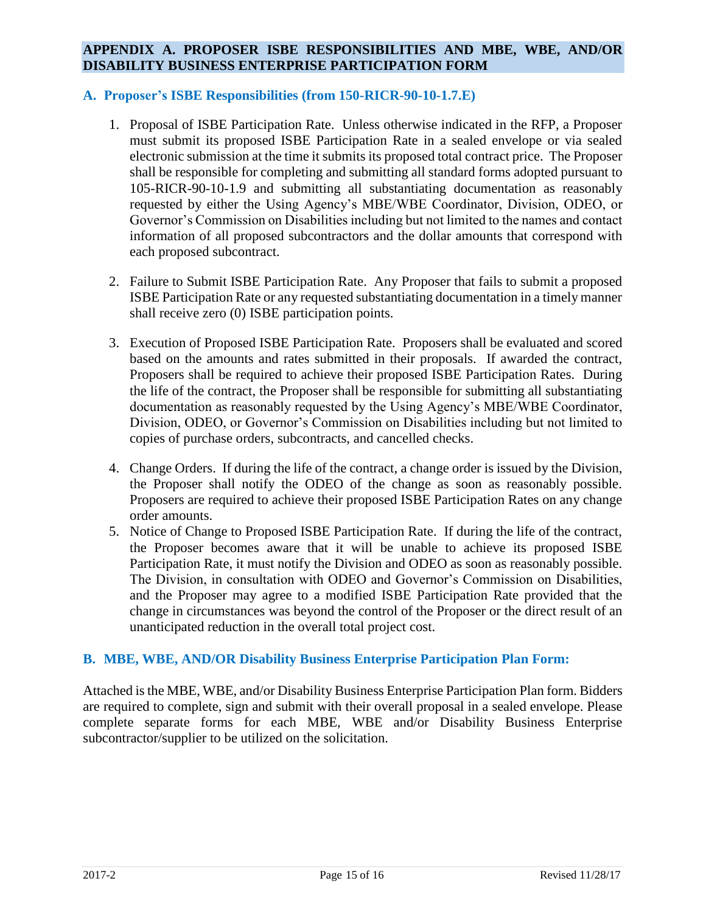## APPENDIX A. PROPOSER ISBE RESPONSIBILITIES AND MBE, WBE, AND/OR DISABILITY BUSINESS ENTERPRISE PARTICIPATION FORM

### A. Proposer's ISBE Responsibilities (from 150-RICR-90-10-1.7.E)

1. Proposal of ISBE Participation Rate. Unless otherwise indicated in the RFP, a Proposer must submit its proposed ISBE Participation Rate in a sealed envelope or via sealed electronic submission at the time it submits its proposed total contract price. The Proposer shall be responsible for completing and submitting all standard forms adopted pursuant to 105-RICR-90-10-1.9 and submitting all substantiating documentation as reasonably requested by either the Using Agency's MBE/WBE Coordinator, Division, ODEO, or Governor's Commission on Disabilities including but not limited to the names and contact information of all proposed subcontractors and the dollar amounts that correspond with each proposed subcontract.

2. Failure to Submit ISBE Participation Rate. Any Proposer that fails to submit a proposed ISBE Participation Rate or any requested substantiating documentation in a timely manner shall receive zero (0) ISBE participation points.

3. Execution of Proposed ISBE Participation Rate. Proposers shall be evaluated and scored based on the amounts and rates submitted in their proposals. If awarded the contract, Proposers shall be required to achieve their proposed ISBE Participation Rates. During the life of the contract, the Proposer shall be responsible for submitting all substantiating documentation as reasonably requested by the Using Agency's MBE/WBE Coordinator, Division, ODEO, or Governor's Commission on Disabilities including but not limited to copies of purchase orders, subcontracts, and cancelled checks.

4. Change Orders. If during the life of the contract, a change order is issued by the Division, the Proposer shall notify the ODEO of the change as soon as reasonably possible. Proposers are required to achieve their proposed ISBE Participation Rates on any change order amounts.

5. Notice of Change to Proposed ISBE Participation Rate. If during the life of the contract, the Proposer becomes aware that it will be unable to achieve its proposed ISBE Participation Rate, it must notify the Division and ODEO as soon as reasonably possible. The Division, in consultation with ODEO and Governor's Commission on Disabilities, and the Proposer may agree to a modified ISBE Participation Rate provided that the change in circumstances was beyond the control of the Proposer or the direct result of an unanticipated reduction in the overall total project cost.

### B. MBE, WBE, AND/OR Disability Business Enterprise Participation Plan Form:

Attached is the MBE, WBE, and/or Disability Business Enterprise Participation Plan form. Bidders are required to complete, sign and submit with their overall proposal in a sealed envelope. Please complete separate forms for each MBE, WBE and/or Disability Business Enterprise subcontractor/supplier to be utilized on the solicitation.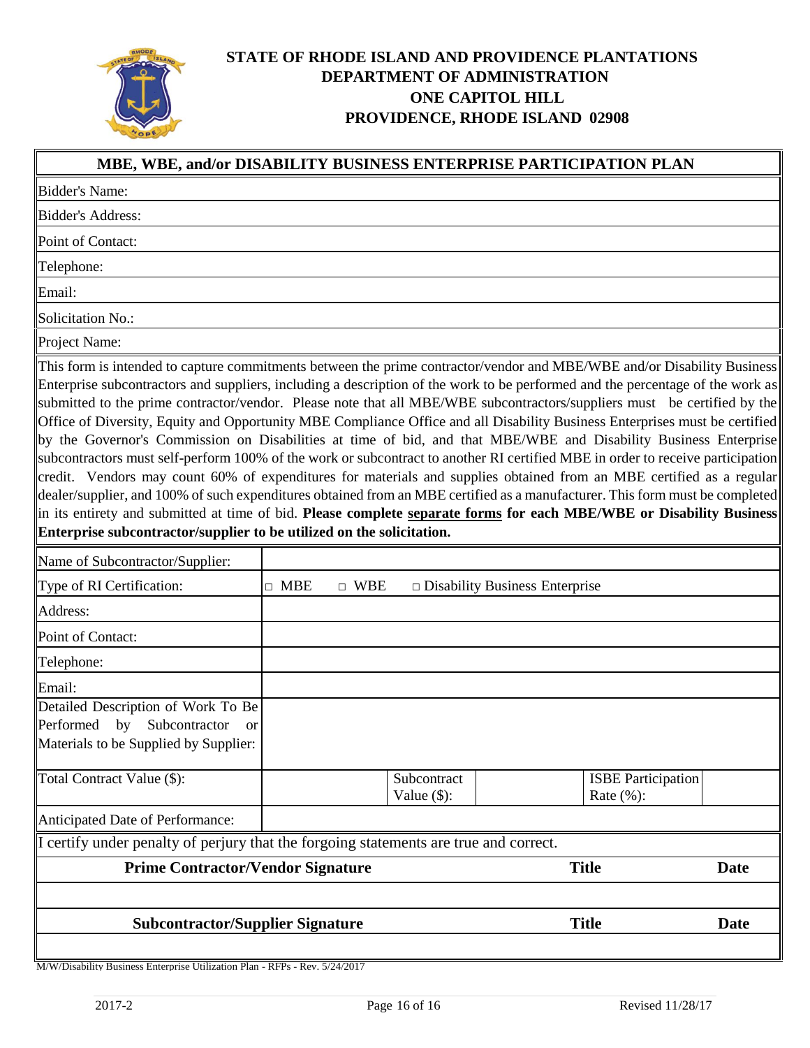**STATE OF RHODE ISLAND AND PROVIDENCE PLANTATIONS**
**DEPARTMENT OF ADMINISTRATION**
**ONE CAPITOL HILL**
**PROVIDENCE, RHODE ISLAND 02908**

## MBE, WBE, and/or DISABILITY BUSINESS ENTERPRISE PARTICIPATION PLAN

Bidder's Name:

Bidder's Address:

Point of Contact:

Telephone:

Email:

Solicitation No.:

Project Name:

This form is intended to capture commitments between the prime contractor/vendor and MBE/WBE and/or Disability Business Enterprise subcontractors and suppliers, including a description of the work to be performed and the percentage of the work as submitted to the prime contractor/vendor. Please note that all MBE/WBE subcontractors/suppliers must be certified by the Office of Diversity, Equity and Opportunity MBE Compliance Office and all Disability Business Enterprises must be certified by the Governor's Commission on Disabilities at time of bid, and that MBE/WBE and Disability Business Enterprise subcontractors must self-perform 100% of the work or subcontract to another RI certified MBE in order to receive participation credit. Vendors may count 60% of expenditures for materials and supplies obtained from an MBE certified as a regular dealer/supplier, and 100% of such expenditures obtained from an MBE certified as a manufacturer. This form must be completed in its entirety and submitted at time of bid. **Please complete separate forms for each MBE/WBE or Disability Business Enterprise subcontractor/supplier to be utilized on the solicitation.**

| | | | | | |
|---|---|---|---|---|---|
| Name of Subcontractor/Supplier: | | | | | |
| Type of RI Certification: | □ MBE □ WBE □ Disability Business Enterprise | | | | |
| Address: | | | | | |
| Point of Contact: | | | | | |
| Telephone: | | | | | |
| Email: | | | | | |
| Detailed Description of Work To Be Performed by Subcontractor or Materials to be Supplied by Supplier: | | | | | |
| Total Contract Value ($): | | Subcontract Value ($): | | ISBE Participation Rate (%): | |
| Anticipated Date of Performance: | | | | | |

I certify under penalty of perjury that the forgoing statements are true and correct.

| **Prime Contractor/Vendor Signature** | **Title** | **Date** |
|---|---|---|
| | | |

| **Subcontractor/Supplier Signature** | **Title** | **Date** |
|---|---|---|
| | | |

M/W/Disability Business Enterprise Utilization Plan - RFPs - Rev. 5/24/2017